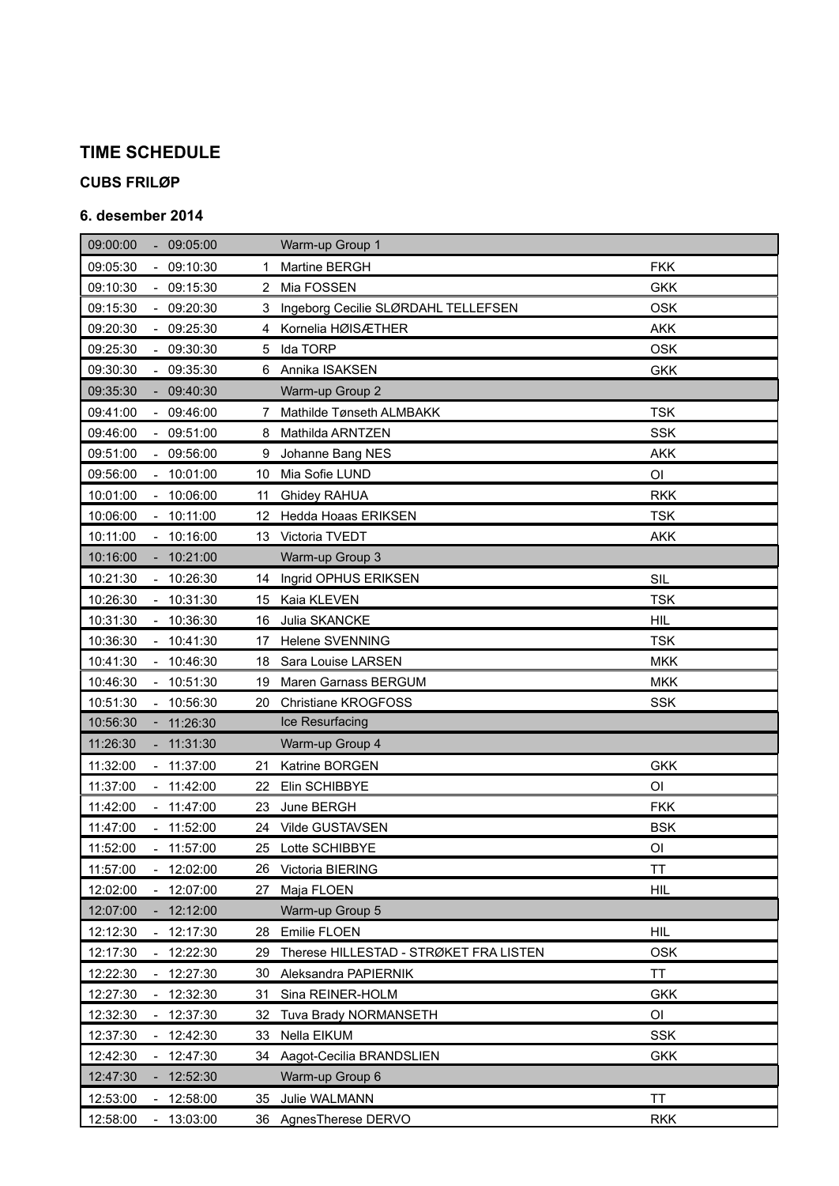## TIME SCHEDULE

### CUBS FRILØP

### 6. desember 2014

| Time | | | No. | Name | Club |
|---|---|---|---|---|---|
| 09:00:00 | - | 09:05:00 | | Warm-up Group 1 | |
| 09:05:30 | - | 09:10:30 | 1 | Martine BERGH | FKK |
| 09:10:30 | - | 09:15:30 | 2 | Mia FOSSEN | GKK |
| 09:15:30 | - | 09:20:30 | 3 | Ingeborg Cecilie SLØRDAHL TELLEFSEN | OSK |
| 09:20:30 | - | 09:25:30 | 4 | Kornelia HØISÆTHER | AKK |
| 09:25:30 | - | 09:30:30 | 5 | Ida TORP | OSK |
| 09:30:30 | - | 09:35:30 | 6 | Annika ISAKSEN | GKK |
| 09:35:30 | - | 09:40:30 | | Warm-up Group 2 | |
| 09:41:00 | - | 09:46:00 | 7 | Mathilde Tønseth ALMBAKK | TSK |
| 09:46:00 | - | 09:51:00 | 8 | Mathilda ARNTZEN | SSK |
| 09:51:00 | - | 09:56:00 | 9 | Johanne Bang NES | AKK |
| 09:56:00 | - | 10:01:00 | 10 | Mia Sofie LUND | OI |
| 10:01:00 | - | 10:06:00 | 11 | Ghidey RAHUA | RKK |
| 10:06:00 | - | 10:11:00 | 12 | Hedda Hoaas ERIKSEN | TSK |
| 10:11:00 | - | 10:16:00 | 13 | Victoria TVEDT | AKK |
| 10:16:00 | - | 10:21:00 | | Warm-up Group 3 | |
| 10:21:30 | - | 10:26:30 | 14 | Ingrid OPHUS ERIKSEN | SIL |
| 10:26:30 | - | 10:31:30 | 15 | Kaia KLEVEN | TSK |
| 10:31:30 | - | 10:36:30 | 16 | Julia SKANCKE | HIL |
| 10:36:30 | - | 10:41:30 | 17 | Helene SVENNING | TSK |
| 10:41:30 | - | 10:46:30 | 18 | Sara Louise LARSEN | MKK |
| 10:46:30 | - | 10:51:30 | 19 | Maren Garnass BERGUM | MKK |
| 10:51:30 | - | 10:56:30 | 20 | Christiane KROGFOSS | SSK |
| 10:56:30 | - | 11:26:30 | | Ice Resurfacing | |
| 11:26:30 | - | 11:31:30 | | Warm-up Group 4 | |
| 11:32:00 | - | 11:37:00 | 21 | Katrine BORGEN | GKK |
| 11:37:00 | - | 11:42:00 | 22 | Elin SCHIBBYE | OI |
| 11:42:00 | - | 11:47:00 | 23 | June BERGH | FKK |
| 11:47:00 | - | 11:52:00 | 24 | Vilde GUSTAVSEN | BSK |
| 11:52:00 | - | 11:57:00 | 25 | Lotte SCHIBBYE | OI |
| 11:57:00 | - | 12:02:00 | 26 | Victoria BIERING | TT |
| 12:02:00 | - | 12:07:00 | 27 | Maja FLOEN | HIL |
| 12:07:00 | - | 12:12:00 | | Warm-up Group 5 | |
| 12:12:30 | - | 12:17:30 | 28 | Emilie FLOEN | HIL |
| 12:17:30 | - | 12:22:30 | 29 | Therese HILLESTAD - STRØKET FRA LISTEN | OSK |
| 12:22:30 | - | 12:27:30 | 30 | Aleksandra PAPIERNIK | TT |
| 12:27:30 | - | 12:32:30 | 31 | Sina REINER-HOLM | GKK |
| 12:32:30 | - | 12:37:30 | 32 | Tuva Brady NORMANSETH | OI |
| 12:37:30 | - | 12:42:30 | 33 | Nella EIKUM | SSK |
| 12:42:30 | - | 12:47:30 | 34 | Aagot-Cecilia BRANDSLIEN | GKK |
| 12:47:30 | - | 12:52:30 | | Warm-up Group 6 | |
| 12:53:00 | - | 12:58:00 | 35 | Julie WALMANN | TT |
| 12:58:00 | - | 13:03:00 | 36 | AgnesTherese DERVO | RKK |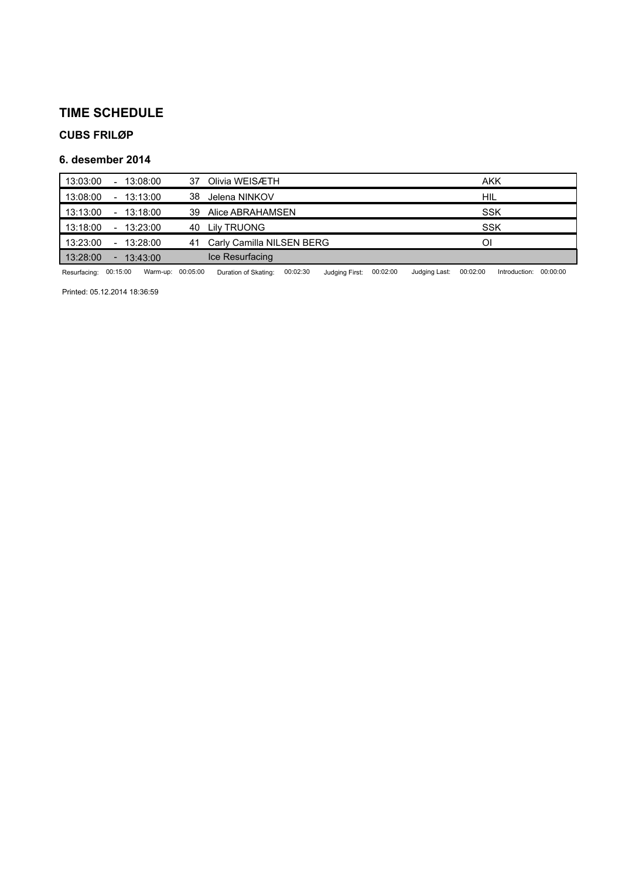## TIME SCHEDULE

### CUBS FRILØP

### 6. desember 2014

| | | | | |
|---|---|---|---|---|
| 13:03:00 | - 13:08:00 | 37 | Olivia WEISÆTH | AKK |
| 13:08:00 | - 13:13:00 | 38 | Jelena NINKOV | HIL |
| 13:13:00 | - 13:18:00 | 39 | Alice ABRAHAMSEN | SSK |
| 13:18:00 | - 13:23:00 | 40 | Lily TRUONG | SSK |
| 13:23:00 | - 13:28:00 | 41 | Carly Camilla NILSEN BERG | OI |
| 13:28:00 | - 13:43:00 | | Ice Resurfacing | |

Resurfacing: 00:15:00 Warm-up: 00:05:00 Duration of Skating: 00:02:30 Judging First: 00:02:00 Judging Last: 00:02:00 Introduction: 00:00:00

Printed: 05.12.2014 18:36:59